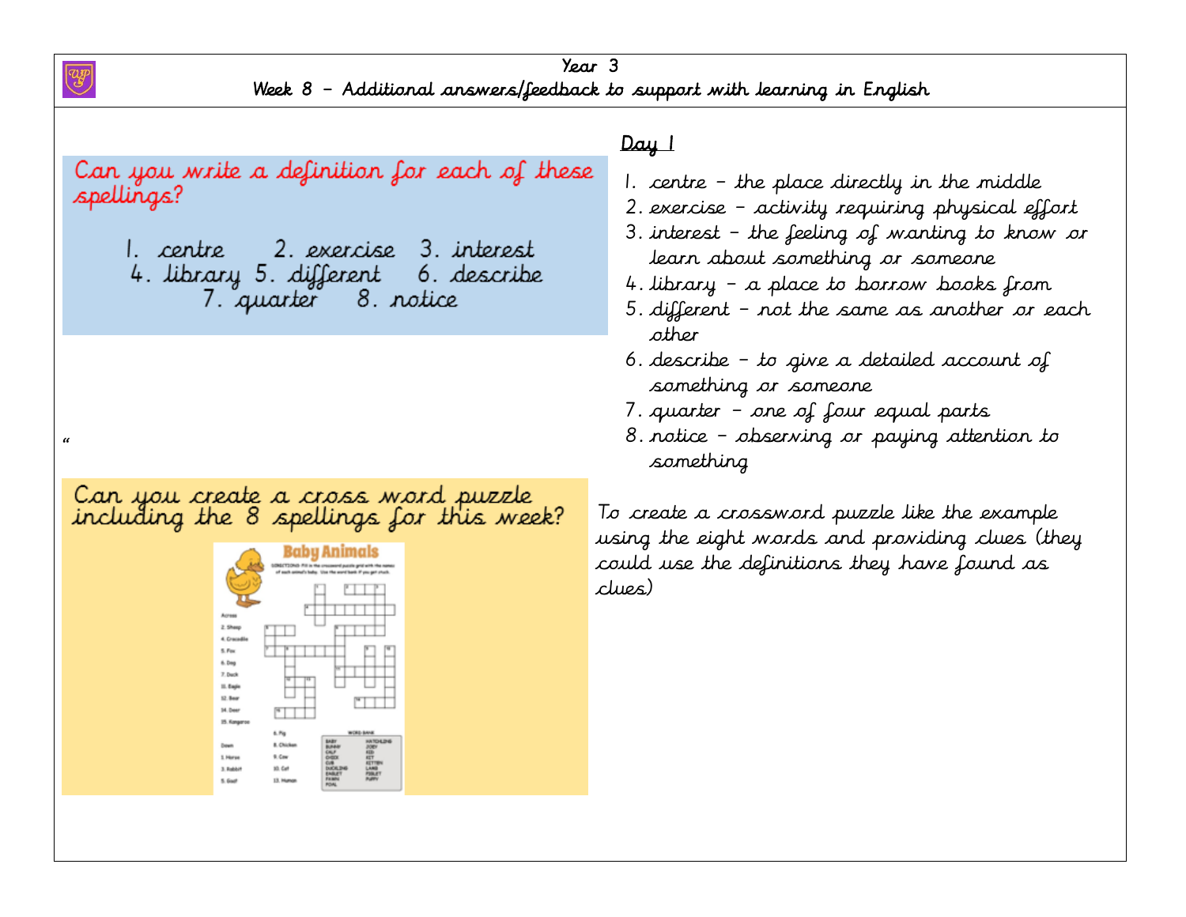# Year 3

## Week 8 – Additional answers/feedback to support with learning in English

Can you write a definition for each of these spellings?

1. centre 2. exercise 3. interest
4. library 5. different 6. describe
7. quarter 8. notice

### Day 1

1. centre – the place directly in the middle
2. exercise – activity requiring physical effort
3. interest – the feeling of wanting to know or learn about something or someone
4. library – a place to borrow books from
5. different – not the same as another or each other
6. describe – to give a detailed account of something or someone
7. quarter – one of four equal parts
8. notice – observing or paying attention to something

Can you create a cross word puzzle including the 8 spellings for this week?

**Baby Animals**

DIRECTIONS: Fill in the crossword puzzle grid with the names of each animal's baby. Use the word bank if you get stuck.

Across: 2. Sheep, 4. Crocodile, 5. Fox, 6. Dog, 7. Duck, 11. Eagle, 12. Bear, 14. Deer, 15. Kangaroo

Down: 1. Horse, 3. Rabbit, 5. Goat, 6. Pig, 8. Chicken, 9. Cow, 10. Cat, 13. Human

WORD BANK: BABY, BUNNY, CALF, CHICK, CUB, DUCKLING, EAGLET, FAWN, FOAL, HATCHLING, JOEY, KID, KIT, KITTEN, LAMB, PIGLET, PUPPY

To create a crossword puzzle like the example using the eight words and providing clues (they could use the definitions they have found as clues)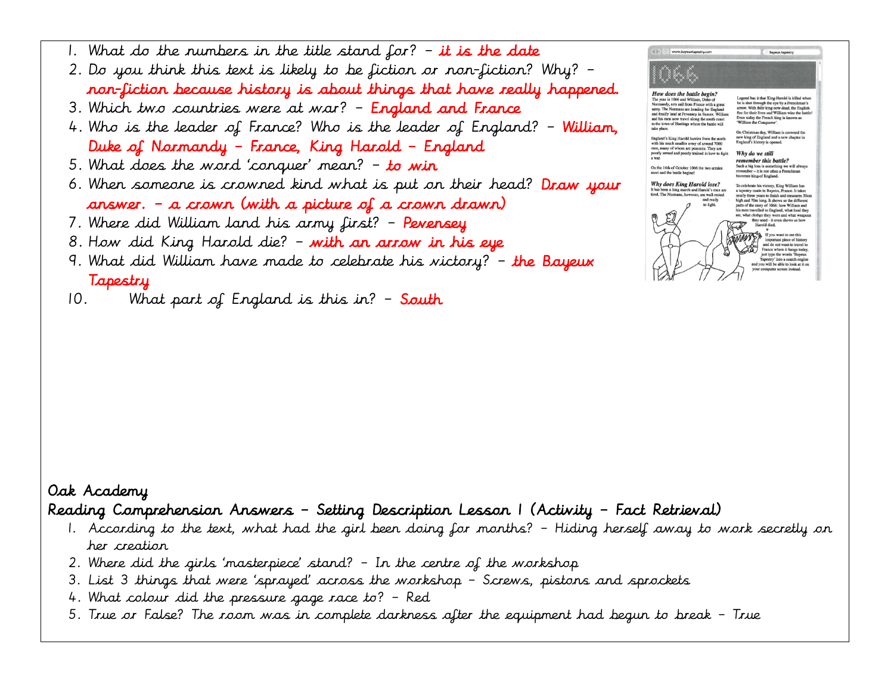1. What do the numbers in the title stand for? – it is the date
2. Do you think this text is likely to be fiction or non-fiction? Why? – non-fiction because history is about things that have really happened.
3. Which two countries were at war? – England and France
4. Who is the leader of France? Who is the leader of England? – William, Duke of Normandy – France, King Harold – England
5. What does the word 'conquer' mean? – to win
6. When someone is crowned kind what is put on their head? Draw your answer. – a crown (with a picture of a crown drawn)
7. Where did William land his army first? – Pevensey
8. How did King Harold die? – with an arrow in his eye
9. What did William have made to celebrate his victory? – the Bayeux Tapestry
10. What part of England is this in? – South

Oak Academy

## Reading Comprehension Answers – Setting Description Lesson 1 (Activity – Fact Retrieval)

1. According to the text, what had the girl been doing for months? – Hiding herself away to work secretly on her creation
2. Where did the girls 'masterpiece' stand? – In the centre of the workshop
3. List 3 things that were 'sprayed' across the workshop – Screws, pistons and sprockets
4. What colour did the pressure gage race to? – Red
5. True or False? The room was in complete darkness after the equipment had begun to break – True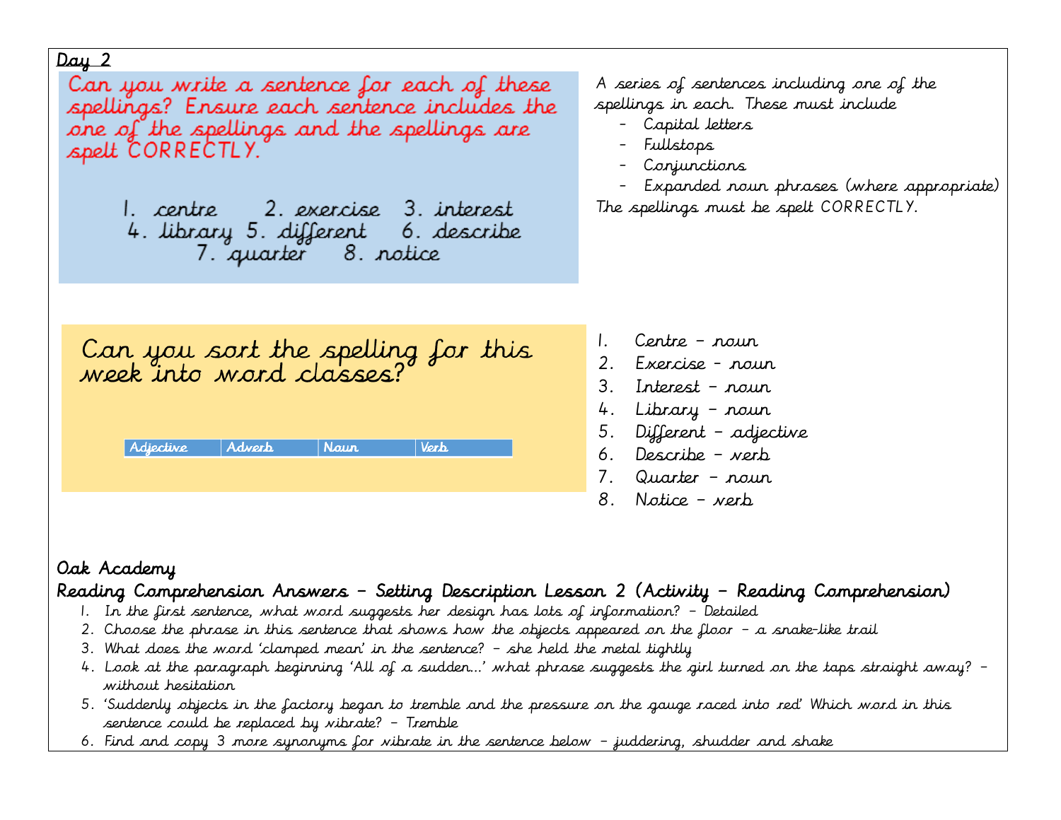## Day 2

Can you write a sentence for each of these spellings? Ensure each sentence includes the one of the spellings and the spellings are spelt CORRECTLY.

1. centre 2. exercise 3. interest
4. library 5. different 6. describe
7. quarter 8. notice

A series of sentences including one of the spellings in each. These must include

- Capital letters
- Fullstops
- Conjunctions
- Expanded noun phrases (where appropriate)

The spellings must be spelt CORRECTLY.

Can you sort the spelling for this week into word classes?

| Adjective | Adverb | Noun | Verb |
| --- | --- | --- | --- |

1. Centre – noun
2. Exercise – noun
3. Interest – noun
4. Library – noun
5. Different – adjective
6. Describe – verb
7. Quarter – noun
8. Notice – verb

### Oak Academy

### Reading Comprehension Answers – Setting Description Lesson 2 (Activity – Reading Comprehension)

1. In the first sentence, what word suggests her design has lots of information? – Detailed
2. Choose the phrase in this sentence that shows how the objects appeared on the floor – a snake-like trail
3. What does the word 'clamped mean' in the sentence? – she held the metal tightly
4. Look at the paragraph beginning 'All of a sudden…' what phrase suggests the girl turned on the taps straight away? – without hesitation
5. 'Suddenly objects in the factory began to tremble and the pressure on the gauge raced into red' Which word in this sentence could be replaced by vibrate? – Tremble
6. Find and copy 3 more synonyms for vibrate in the sentence below – juddering, shudder and shake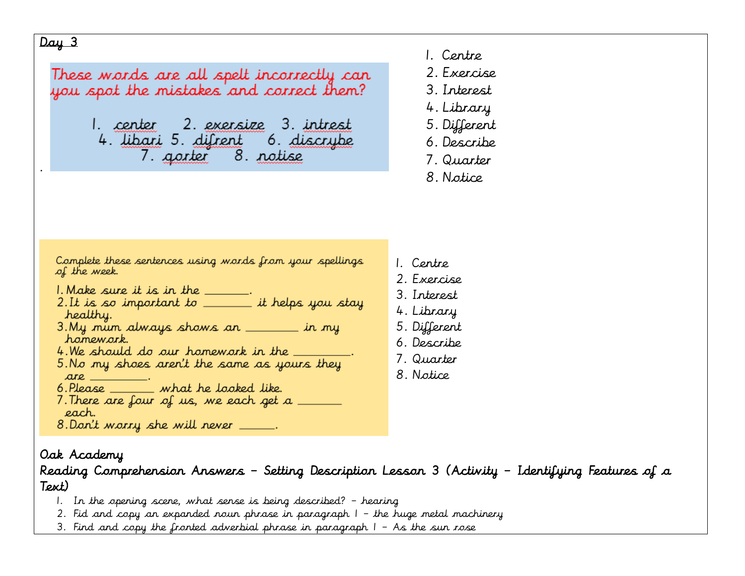Day 3

These words are all spelt incorrectly can you spot the mistakes and correct them?

1. center 2. exersize 3. intrest
4. libari 5. difrent 6. discrybe
7. qorter 8. notise

1. Centre
2. Exercise
3. Interest
4. Library
5. Different
6. Describe
7. Quarter
8. Notice

Complete these sentences using words from your spellings of the week.

1. Make sure it is in the _______.
2. It is so important to ________ it helps you stay healthy.
3. My mum always shows an ________ in my homework.
4. We should do our homework in the _________.
5. No my shoes aren't the same as yours they are _________.
6. Please _______ what he looked like.
7. There are four of us, we each get a _______ each.
8. Don't worry she will never ______.

1. Centre
2. Exercise
3. Interest
4. Library
5. Different
6. Describe
7. Quarter
8. Notice

**Oak Academy**

**Reading Comprehension Answers – Setting Description Lesson 3 (Activity – Identifying Features of a Text)**

1. In the opening scene, what sense is being described? – hearing
2. Fid and copy an expanded noun phrase in paragraph 1 – the huge metal machinery
3. Find and copy the fronted adverbial phrase in paragraph 1 – As the sun rose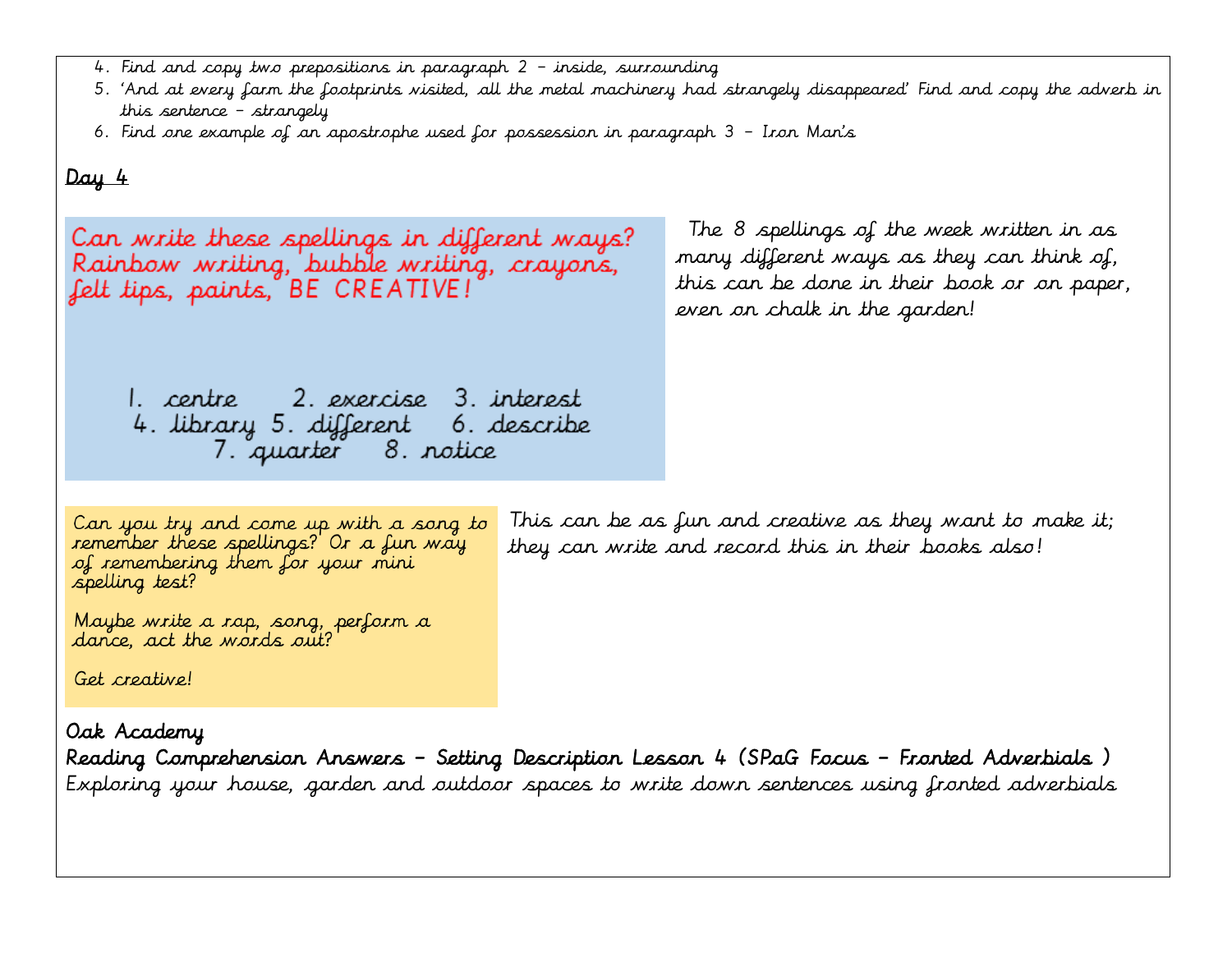4. Find and copy two prepositions in paragraph 2 – inside, surrounding
5. 'And at every farm the footprints visited, all the metal machinery had strangely disappeared' Find and copy the adverb in this sentence – strangely
6. Find one example of an apostrophe used for possession in paragraph 3 – Iron Man's

## Day 4

Can write these spellings in different ways? Rainbow writing, bubble writing, crayons, felt tips, paints, BE CREATIVE!

1. centre 2. exercise 3. interest
4. library 5. different 6. describe
7. quarter 8. notice

The 8 spellings of the week written in as many different ways as they can think of, this can be done in their book or on paper, even on chalk in the garden!

Can you try and come up with a song to remember these spellings? Or a fun way of remembering them for your mini spelling test?

Maybe write a rap, song, perform a dance, act the words out?

Get creative!

This can be as fun and creative as they want to make it; they can write and record this in their books also!

**Oak Academy**

**Reading Comprehension Answers – Setting Description Lesson 4 (SPaG Focus – Fronted Adverbials )**

Exploring your house, garden and outdoor spaces to write down sentences using fronted adverbials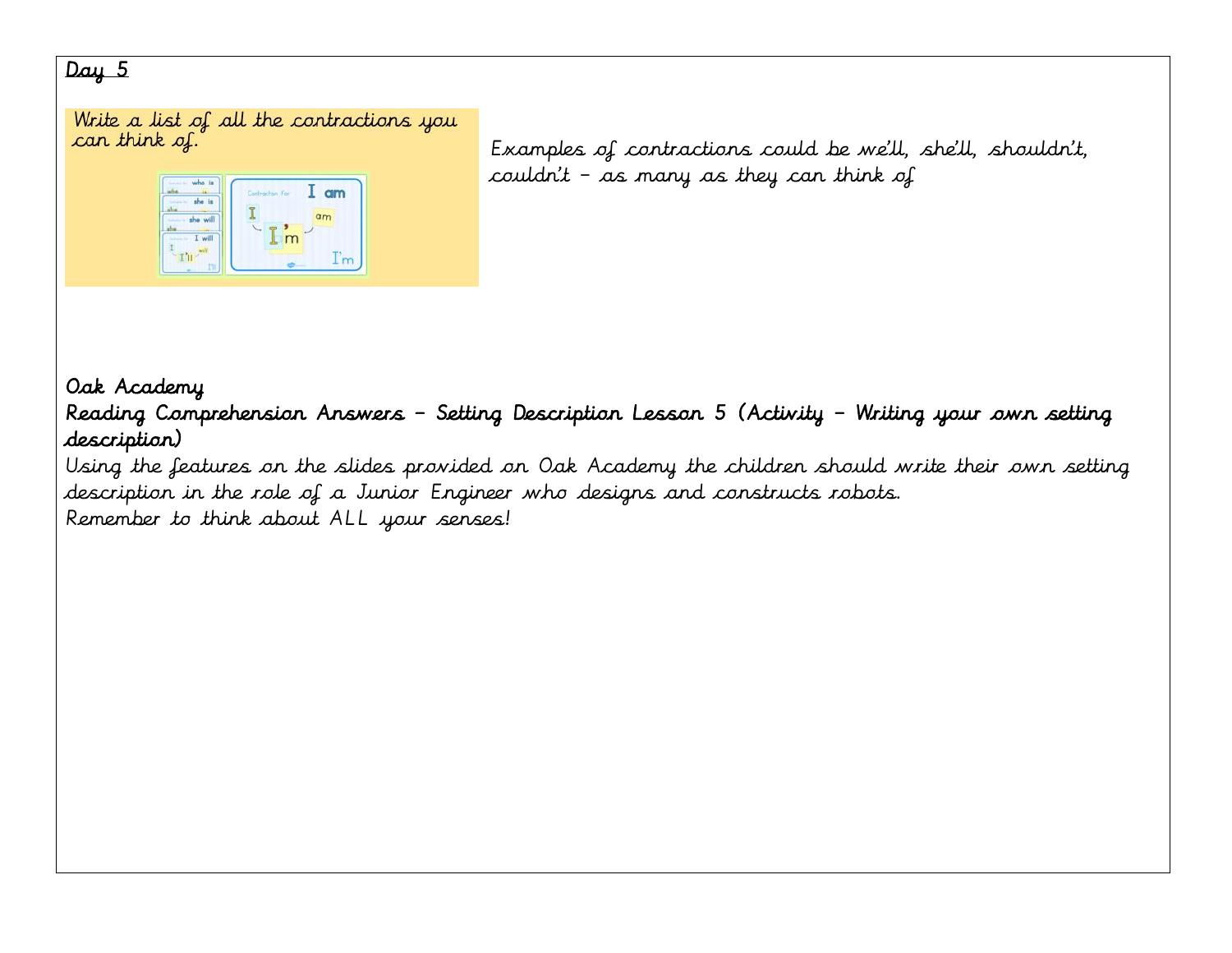<u>Day 5</u>

Write a list of all the contractions you can think of.

Examples of contractions could be we'll, she'll, shouldn't, couldn't – as many as they can think of

**Oak Academy**

**Reading Comprehension Answers – Setting Description Lesson 5 (Activity – Writing your own setting description)**

Using the features on the slides provided on Oak Academy the children should write their own setting description in the role of a Junior Engineer who designs and constructs robots.

Remember to think about ALL your senses!